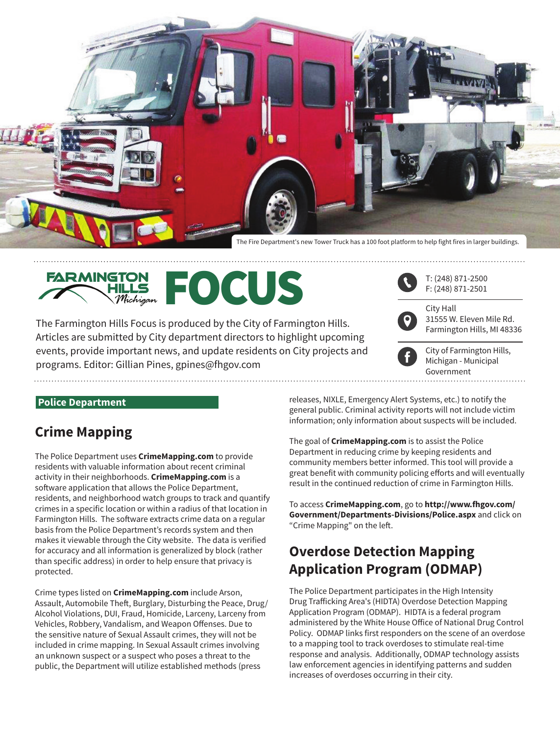The Fire Department's new Tower Truck has a 100 foot platform to help fight fires in larger buildings.

# FARMINGTON HILLS Michigan FOCUS

The Farmington Hills Focus is produced by the City of Farmington Hills. Articles are submitted by City department directors to highlight upcoming events, provide important news, and update residents on City projects and programs. Editor: Gillian Pines, gpines@fhgov.com

T: (248) 871-2500
F: (248) 871-2501

City Hall
31555 W. Eleven Mile Rd.
Farmington Hills, MI 48336

City of Farmington Hills, Michigan - Municipal Government

**Police Department**

## Crime Mapping

The Police Department uses **CrimeMapping.com** to provide residents with valuable information about recent criminal activity in their neighborhoods. **CrimeMapping.com** is a software application that allows the Police Department, residents, and neighborhood watch groups to track and quantify crimes in a specific location or within a radius of that location in Farmington Hills. The software extracts crime data on a regular basis from the Police Department's records system and then makes it viewable through the City website. The data is verified for accuracy and all information is generalized by block (rather than specific address) in order to help ensure that privacy is protected.

Crime types listed on **CrimeMapping.com** include Arson, Assault, Automobile Theft, Burglary, Disturbing the Peace, Drug/Alcohol Violations, DUI, Fraud, Homicide, Larceny, Larceny from Vehicles, Robbery, Vandalism, and Weapon Offenses. Due to the sensitive nature of Sexual Assault crimes, they will not be included in crime mapping. In Sexual Assault crimes involving an unknown suspect or a suspect who poses a threat to the public, the Department will utilize established methods (press releases, NIXLE, Emergency Alert Systems, etc.) to notify the general public. Criminal activity reports will not include victim information; only information about suspects will be included.

The goal of **CrimeMapping.com** is to assist the Police Department in reducing crime by keeping residents and community members better informed. This tool will provide a great benefit with community policing efforts and will eventually result in the continued reduction of crime in Farmington Hills.

To access **CrimeMapping.com**, go to **http://www.fhgov.com/Government/Departments-Divisions/Police.aspx** and click on "Crime Mapping" on the left.

## Overdose Detection Mapping Application Program (ODMAP)

The Police Department participates in the High Intensity Drug Trafficking Area's (HIDTA) Overdose Detection Mapping Application Program (ODMAP). HIDTA is a federal program administered by the White House Office of National Drug Control Policy. ODMAP links first responders on the scene of an overdose to a mapping tool to track overdoses to stimulate real-time response and analysis. Additionally, ODMAP technology assists law enforcement agencies in identifying patterns and sudden increases of overdoses occurring in their city.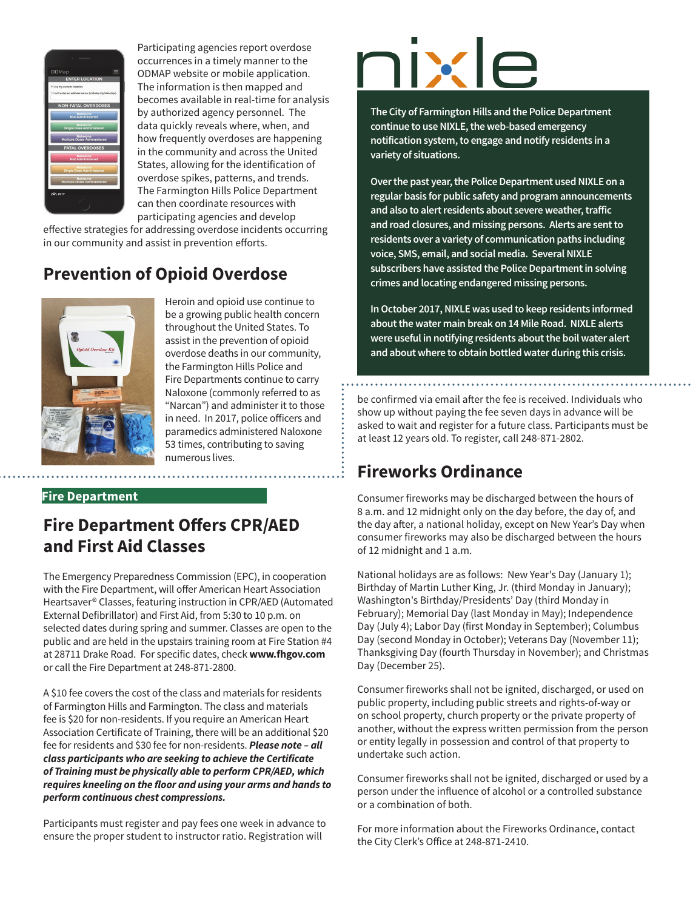Participating agencies report overdose occurrences in a timely manner to the ODMAP website or mobile application. The information is then mapped and becomes available in real-time for analysis by authorized agency personnel. The data quickly reveals where, when, and how frequently overdoses are happening in the community and across the United States, allowing for the identification of overdose spikes, patterns, and trends. The Farmington Hills Police Department can then coordinate resources with participating agencies and develop effective strategies for addressing overdose incidents occurring in our community and assist in prevention efforts.

## Prevention of Opioid Overdose

Heroin and opioid use continue to be a growing public health concern throughout the United States. To assist in the prevention of opioid overdose deaths in our community, the Farmington Hills Police and Fire Departments continue to carry Naloxone (commonly referred to as "Narcan") and administer it to those in need. In 2017, police officers and paramedics administered Naloxone 53 times, contributing to saving numerous lives.

**Fire Department**

## Fire Department Offers CPR/AED and First Aid Classes

The Emergency Preparedness Commission (EPC), in cooperation with the Fire Department, will offer American Heart Association Heartsaver® Classes, featuring instruction in CPR/AED (Automated External Defibrillator) and First Aid, from 5:30 to 10 p.m. on selected dates during spring and summer. Classes are open to the public and are held in the upstairs training room at Fire Station #4 at 28711 Drake Road. For specific dates, check **www.fhgov.com** or call the Fire Department at 248-871-2800.

A $10 fee covers the cost of the class and materials for residents of Farmington Hills and Farmington. The class and materials fee is $20 for non-residents. If you require an American Heart Association Certificate of Training, there will be an additional $20 fee for residents and $30 fee for non-residents. ***Please note – all class participants who are seeking to achieve the Certificate of Training must be physically able to perform CPR/AED, which requires kneeling on the floor and using your arms and hands to perform continuous chest compressions.***

Participants must register and pay fees one week in advance to ensure the proper student to instructor ratio. Registration will be confirmed via email after the fee is received. Individuals who show up without paying the fee seven days in advance will be asked to wait and register for a future class. Participants must be at least 12 years old. To register, call 248-871-2802.

## nixle

**The City of Farmington Hills and the Police Department continue to use NIXLE, the web-based emergency notification system, to engage and notify residents in a variety of situations.**

**Over the past year, the Police Department used NIXLE on a regular basis for public safety and program announcements and also to alert residents about severe weather, traffic and road closures, and missing persons. Alerts are sent to residents over a variety of communication paths including voice, SMS, email, and social media. Several NIXLE subscribers have assisted the Police Department in solving crimes and locating endangered missing persons.**

**In October 2017, NIXLE was used to keep residents informed about the water main break on 14 Mile Road. NIXLE alerts were useful in notifying residents about the boil water alert and about where to obtain bottled water during this crisis.**

## Fireworks Ordinance

Consumer fireworks may be discharged between the hours of 8 a.m. and 12 midnight only on the day before, the day of, and the day after, a national holiday, except on New Year's Day when consumer fireworks may also be discharged between the hours of 12 midnight and 1 a.m.

National holidays are as follows: New Year's Day (January 1); Birthday of Martin Luther King, Jr. (third Monday in January); Washington's Birthday/Presidents' Day (third Monday in February); Memorial Day (last Monday in May); Independence Day (July 4); Labor Day (first Monday in September); Columbus Day (second Monday in October); Veterans Day (November 11); Thanksgiving Day (fourth Thursday in November); and Christmas Day (December 25).

Consumer fireworks shall not be ignited, discharged, or used on public property, including public streets and rights-of-way or on school property, church property or the private property of another, without the express written permission from the person or entity legally in possession and control of that property to undertake such action.

Consumer fireworks shall not be ignited, discharged or used by a person under the influence of alcohol or a controlled substance or a combination of both.

For more information about the Fireworks Ordinance, contact the City Clerk's Office at 248-871-2410.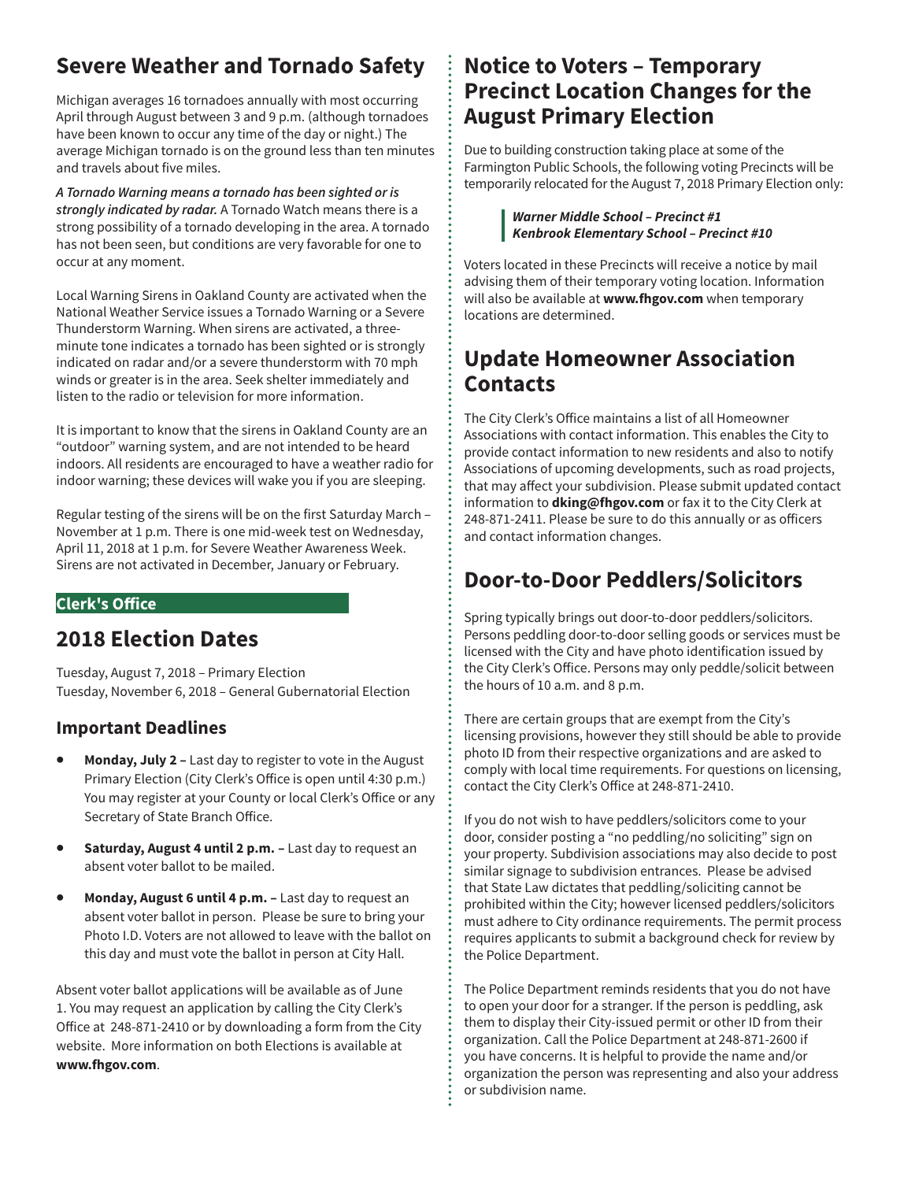## Severe Weather and Tornado Safety

Michigan averages 16 tornadoes annually with most occurring April through August between 3 and 9 p.m. (although tornadoes have been known to occur any time of the day or night.) The average Michigan tornado is on the ground less than ten minutes and travels about five miles.

***A Tornado Warning means a tornado has been sighted or is strongly indicated by radar.*** A Tornado Watch means there is a strong possibility of a tornado developing in the area. A tornado has not been seen, but conditions are very favorable for one to occur at any moment.

Local Warning Sirens in Oakland County are activated when the National Weather Service issues a Tornado Warning or a Severe Thunderstorm Warning. When sirens are activated, a three-minute tone indicates a tornado has been sighted or is strongly indicated on radar and/or a severe thunderstorm with 70 mph winds or greater is in the area. Seek shelter immediately and listen to the radio or television for more information.

It is important to know that the sirens in Oakland County are an "outdoor" warning system, and are not intended to be heard indoors. All residents are encouraged to have a weather radio for indoor warning; these devices will wake you if you are sleeping.

Regular testing of the sirens will be on the first Saturday March – November at 1 p.m. There is one mid-week test on Wednesday, April 11, 2018 at 1 p.m. for Severe Weather Awareness Week. Sirens are not activated in December, January or February.

**Clerk's Office**

## 2018 Election Dates

Tuesday, August 7, 2018 – Primary Election
Tuesday, November 6, 2018 – General Gubernatorial Election

### Important Deadlines

- **Monday, July 2 –** Last day to register to vote in the August Primary Election (City Clerk's Office is open until 4:30 p.m.) You may register at your County or local Clerk's Office or any Secretary of State Branch Office.
- **Saturday, August 4 until 2 p.m. –** Last day to request an absent voter ballot to be mailed.
- **Monday, August 6 until 4 p.m. –** Last day to request an absent voter ballot in person. Please be sure to bring your Photo I.D. Voters are not allowed to leave with the ballot on this day and must vote the ballot in person at City Hall.

Absent voter ballot applications will be available as of June 1. You may request an application by calling the City Clerk's Office at 248-871-2410 or by downloading a form from the City website. More information on both Elections is available at **www.fhgov.com**.

## Notice to Voters – Temporary Precinct Location Changes for the August Primary Election

Due to building construction taking place at some of the Farmington Public Schools, the following voting Precincts will be temporarily relocated for the August 7, 2018 Primary Election only:

> ***Warner Middle School – Precinct #1***
> ***Kenbrook Elementary School – Precinct #10***

Voters located in these Precincts will receive a notice by mail advising them of their temporary voting location. Information will also be available at **www.fhgov.com** when temporary locations are determined.

## Update Homeowner Association Contacts

The City Clerk's Office maintains a list of all Homeowner Associations with contact information. This enables the City to provide contact information to new residents and also to notify Associations of upcoming developments, such as road projects, that may affect your subdivision. Please submit updated contact information to **dking@fhgov.com** or fax it to the City Clerk at 248-871-2411. Please be sure to do this annually or as officers and contact information changes.

## Door-to-Door Peddlers/Solicitors

Spring typically brings out door-to-door peddlers/solicitors. Persons peddling door-to-door selling goods or services must be licensed with the City and have photo identification issued by the City Clerk's Office. Persons may only peddle/solicit between the hours of 10 a.m. and 8 p.m.

There are certain groups that are exempt from the City's licensing provisions, however they still should be able to provide photo ID from their respective organizations and are asked to comply with local time requirements. For questions on licensing, contact the City Clerk's Office at 248-871-2410.

If you do not wish to have peddlers/solicitors come to your door, consider posting a "no peddling/no soliciting" sign on your property. Subdivision associations may also decide to post similar signage to subdivision entrances. Please be advised that State Law dictates that peddling/soliciting cannot be prohibited within the City; however licensed peddlers/solicitors must adhere to City ordinance requirements. The permit process requires applicants to submit a background check for review by the Police Department.

The Police Department reminds residents that you do not have to open your door for a stranger. If the person is peddling, ask them to display their City-issued permit or other ID from their organization. Call the Police Department at 248-871-2600 if you have concerns. It is helpful to provide the name and/or organization the person was representing and also your address or subdivision name.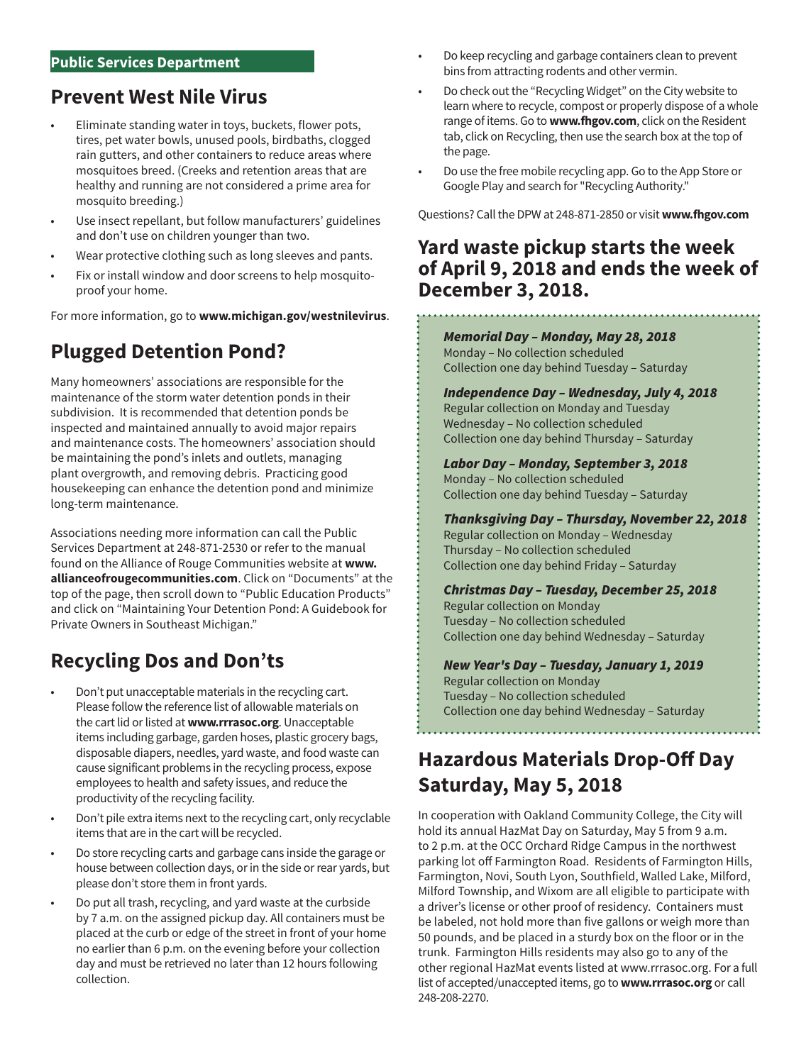**Public Services Department**

## Prevent West Nile Virus

- Eliminate standing water in toys, buckets, flower pots, tires, pet water bowls, unused pools, birdbaths, clogged rain gutters, and other containers to reduce areas where mosquitoes breed. (Creeks and retention areas that are healthy and running are not considered a prime area for mosquito breeding.)
- Use insect repellant, but follow manufacturers' guidelines and don't use on children younger than two.
- Wear protective clothing such as long sleeves and pants.
- Fix or install window and door screens to help mosquito-proof your home.

For more information, go to **www.michigan.gov/westnilevirus**.

## Plugged Detention Pond?

Many homeowners' associations are responsible for the maintenance of the storm water detention ponds in their subdivision. It is recommended that detention ponds be inspected and maintained annually to avoid major repairs and maintenance costs. The homeowners' association should be maintaining the pond's inlets and outlets, managing plant overgrowth, and removing debris. Practicing good housekeeping can enhance the detention pond and minimize long-term maintenance.

Associations needing more information can call the Public Services Department at 248-871-2530 or refer to the manual found on the Alliance of Rouge Communities website at **www.allianceofrougecommunities.com**. Click on "Documents" at the top of the page, then scroll down to "Public Education Products" and click on "Maintaining Your Detention Pond: A Guidebook for Private Owners in Southeast Michigan."

## Recycling Dos and Don'ts

- Don't put unacceptable materials in the recycling cart. Please follow the reference list of allowable materials on the cart lid or listed at **www.rrrasoc.org**. Unacceptable items including garbage, garden hoses, plastic grocery bags, disposable diapers, needles, yard waste, and food waste can cause significant problems in the recycling process, expose employees to health and safety issues, and reduce the productivity of the recycling facility.
- Don't pile extra items next to the recycling cart, only recyclable items that are in the cart will be recycled.
- Do store recycling carts and garbage cans inside the garage or house between collection days, or in the side or rear yards, but please don't store them in front yards.
- Do put all trash, recycling, and yard waste at the curbside by 7 a.m. on the assigned pickup day. All containers must be placed at the curb or edge of the street in front of your home no earlier than 6 p.m. on the evening before your collection day and must be retrieved no later than 12 hours following collection.
- Do keep recycling and garbage containers clean to prevent bins from attracting rodents and other vermin.
- Do check out the "Recycling Widget" on the City website to learn where to recycle, compost or properly dispose of a whole range of items. Go to **www.fhgov.com**, click on the Resident tab, click on Recycling, then use the search box at the top of the page.
- Do use the free mobile recycling app. Go to the App Store or Google Play and search for "Recycling Authority."

Questions? Call the DPW at 248-871-2850 or visit **www.fhgov.com**

## Yard waste pickup starts the week of April 9, 2018 and ends the week of December 3, 2018.

***Memorial Day – Monday, May 28, 2018***
Monday – No collection scheduled
Collection one day behind Tuesday – Saturday

***Independence Day – Wednesday, July 4, 2018***
Regular collection on Monday and Tuesday
Wednesday – No collection scheduled
Collection one day behind Thursday – Saturday

***Labor Day – Monday, September 3, 2018***
Monday – No collection scheduled
Collection one day behind Tuesday – Saturday

***Thanksgiving Day – Thursday, November 22, 2018***
Regular collection on Monday – Wednesday
Thursday – No collection scheduled
Collection one day behind Friday – Saturday

***Christmas Day – Tuesday, December 25, 2018***
Regular collection on Monday
Tuesday – No collection scheduled
Collection one day behind Wednesday – Saturday

***New Year's Day – Tuesday, January 1, 2019***
Regular collection on Monday
Tuesday – No collection scheduled
Collection one day behind Wednesday – Saturday

## Hazardous Materials Drop-Off Day Saturday, May 5, 2018

In cooperation with Oakland Community College, the City will hold its annual HazMat Day on Saturday, May 5 from 9 a.m. to 2 p.m. at the OCC Orchard Ridge Campus in the northwest parking lot off Farmington Road. Residents of Farmington Hills, Farmington, Novi, South Lyon, Southfield, Walled Lake, Milford, Milford Township, and Wixom are all eligible to participate with a driver's license or other proof of residency. Containers must be labeled, not hold more than five gallons or weigh more than 50 pounds, and be placed in a sturdy box on the floor or in the trunk. Farmington Hills residents may also go to any of the other regional HazMat events listed at www.rrrasoc.org. For a full list of accepted/unaccepted items, go to **www.rrrasoc.org** or call 248-208-2270.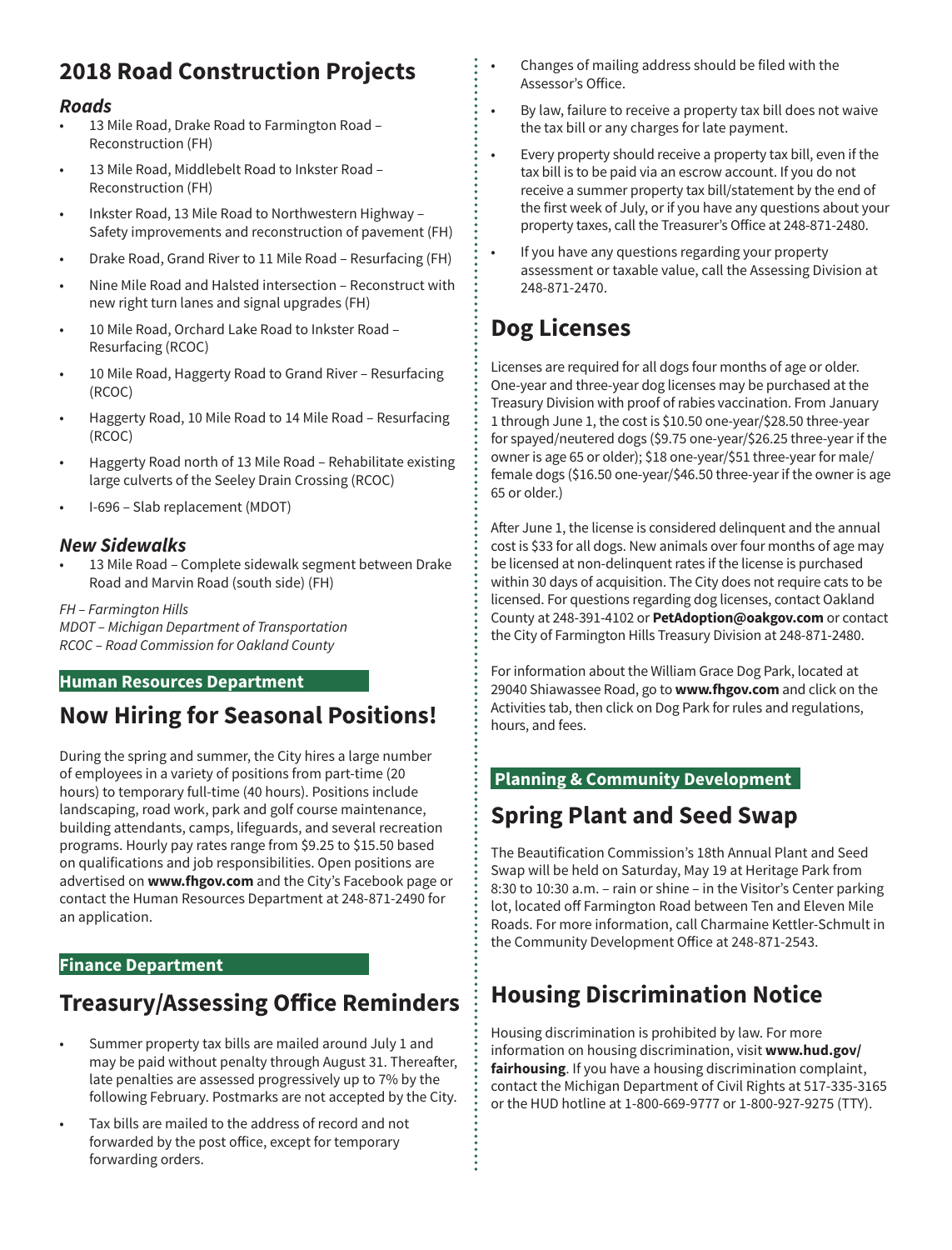## 2018 Road Construction Projects

### *Roads*

- 13 Mile Road, Drake Road to Farmington Road – Reconstruction (FH)
- 13 Mile Road, Middlebelt Road to Inkster Road – Reconstruction (FH)
- Inkster Road, 13 Mile Road to Northwestern Highway – Safety improvements and reconstruction of pavement (FH)
- Drake Road, Grand River to 11 Mile Road – Resurfacing (FH)
- Nine Mile Road and Halsted intersection – Reconstruct with new right turn lanes and signal upgrades (FH)
- 10 Mile Road, Orchard Lake Road to Inkster Road – Resurfacing (RCOC)
- 10 Mile Road, Haggerty Road to Grand River – Resurfacing (RCOC)
- Haggerty Road, 10 Mile Road to 14 Mile Road – Resurfacing (RCOC)
- Haggerty Road north of 13 Mile Road – Rehabilitate existing large culverts of the Seeley Drain Crossing (RCOC)
- I-696 – Slab replacement (MDOT)

### *New Sidewalks*

- 13 Mile Road – Complete sidewalk segment between Drake Road and Marvin Road (south side) (FH)

*FH – Farmington Hills*
*MDOT – Michigan Department of Transportation*
*RCOC – Road Commission for Oakland County*

**Human Resources Department**

## Now Hiring for Seasonal Positions!

During the spring and summer, the City hires a large number of employees in a variety of positions from part-time (20 hours) to temporary full-time (40 hours). Positions include landscaping, road work, park and golf course maintenance, building attendants, camps, lifeguards, and several recreation programs. Hourly pay rates range from $9.25 to $15.50 based on qualifications and job responsibilities. Open positions are advertised on **www.fhgov.com** and the City's Facebook page or contact the Human Resources Department at 248-871-2490 for an application.

**Finance Department**

## Treasury/Assessing Office Reminders

- Summer property tax bills are mailed around July 1 and may be paid without penalty through August 31. Thereafter, late penalties are assessed progressively up to 7% by the following February. Postmarks are not accepted by the City.
- Tax bills are mailed to the address of record and not forwarded by the post office, except for temporary forwarding orders.
- Changes of mailing address should be filed with the Assessor's Office.
- By law, failure to receive a property tax bill does not waive the tax bill or any charges for late payment.
- Every property should receive a property tax bill, even if the tax bill is to be paid via an escrow account. If you do not receive a summer property tax bill/statement by the end of the first week of July, or if you have any questions about your property taxes, call the Treasurer's Office at 248-871-2480.
- If you have any questions regarding your property assessment or taxable value, call the Assessing Division at 248-871-2470.

## Dog Licenses

Licenses are required for all dogs four months of age or older. One-year and three-year dog licenses may be purchased at the Treasury Division with proof of rabies vaccination. From January 1 through June 1, the cost is $10.50 one-year/$28.50 three-year for spayed/neutered dogs ($9.75 one-year/$26.25 three-year if the owner is age 65 or older); $18 one-year/$51 three-year for male/female dogs ($16.50 one-year/$46.50 three-year if the owner is age 65 or older.)

After June 1, the license is considered delinquent and the annual cost is $33 for all dogs. New animals over four months of age may be licensed at non-delinquent rates if the license is purchased within 30 days of acquisition. The City does not require cats to be licensed. For questions regarding dog licenses, contact Oakland County at 248-391-4102 or **PetAdoption@oakgov.com** or contact the City of Farmington Hills Treasury Division at 248-871-2480.

For information about the William Grace Dog Park, located at 29040 Shiawassee Road, go to **www.fhgov.com** and click on the Activities tab, then click on Dog Park for rules and regulations, hours, and fees.

**Planning & Community Development**

## Spring Plant and Seed Swap

The Beautification Commission's 18th Annual Plant and Seed Swap will be held on Saturday, May 19 at Heritage Park from 8:30 to 10:30 a.m. – rain or shine – in the Visitor's Center parking lot, located off Farmington Road between Ten and Eleven Mile Roads. For more information, call Charmaine Kettler-Schmult in the Community Development Office at 248-871-2543.

## Housing Discrimination Notice

Housing discrimination is prohibited by law. For more information on housing discrimination, visit **www.hud.gov/fairhousing**. If you have a housing discrimination complaint, contact the Michigan Department of Civil Rights at 517-335-3165 or the HUD hotline at 1-800-669-9777 or 1-800-927-9275 (TTY).